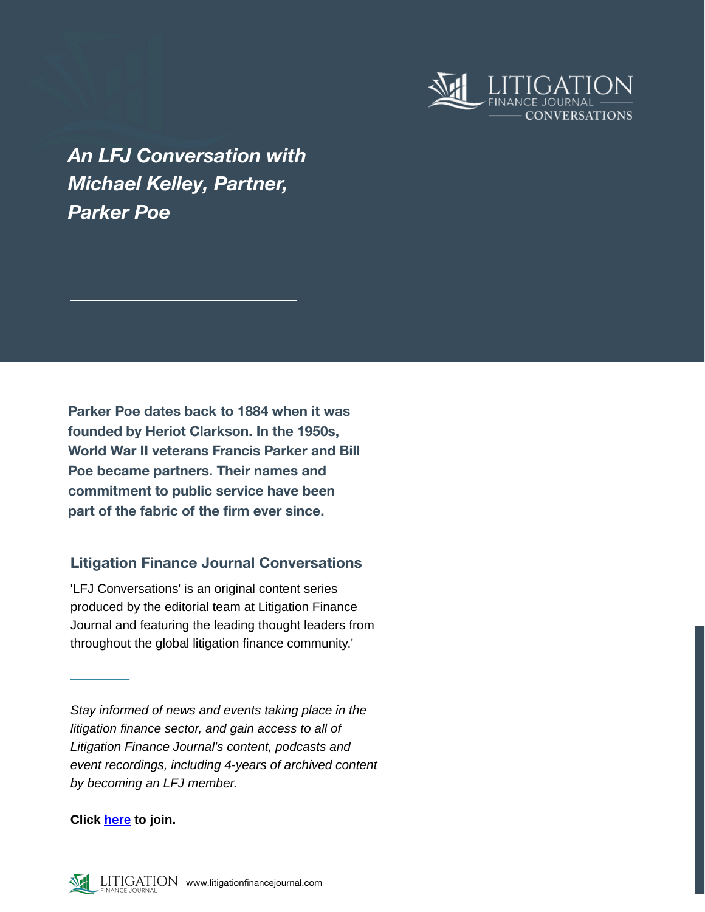LITIGATION FINANCE JOURNAL CONVERSATIONS

# *An LFJ Conversation with Michael Kelley, Partner, Parker Poe*

**Parker Poe dates back to 1884 when it was founded by Heriot Clarkson. In the 1950s, World War II veterans Francis Parker and Bill Poe became partners. Their names and commitment to public service have been part of the fabric of the firm ever since.**

## Litigation Finance Journal Conversations

'LFJ Conversations' is an original content series produced by the editorial team at Litigation Finance Journal and featuring the leading thought leaders from throughout the global litigation finance community.'

*Stay informed of news and events taking place in the litigation finance sector, and gain access to all of Litigation Finance Journal's content, podcasts and event recordings, including 4-years of archived content by becoming an LFJ member.*

**Click [here](#) to join.**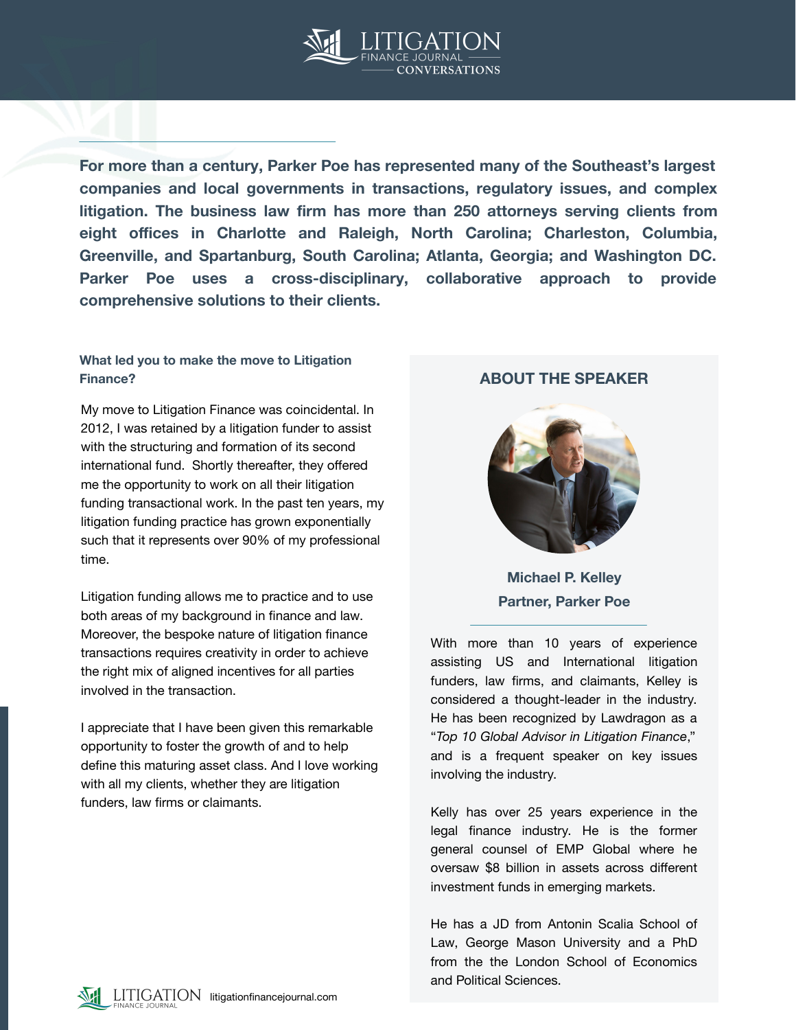**For more than a century, Parker Poe has represented many of the Southeast's largest companies and local governments in transactions, regulatory issues, and complex litigation. The business law firm has more than 250 attorneys serving clients from eight offices in Charlotte and Raleigh, North Carolina; Charleston, Columbia, Greenville, and Spartanburg, South Carolina; Atlanta, Georgia; and Washington DC. Parker Poe uses a cross-disciplinary, collaborative approach to provide comprehensive solutions to their clients.**

### What led you to make the move to Litigation Finance?

My move to Litigation Finance was coincidental. In 2012, I was retained by a litigation funder to assist with the structuring and formation of its second international fund. Shortly thereafter, they offered me the opportunity to work on all their litigation funding transactional work. In the past ten years, my litigation funding practice has grown exponentially such that it represents over 90% of my professional time.

Litigation funding allows me to practice and to use both areas of my background in finance and law. Moreover, the bespoke nature of litigation finance transactions requires creativity in order to achieve the right mix of aligned incentives for all parties involved in the transaction.

I appreciate that I have been given this remarkable opportunity to foster the growth of and to help define this maturing asset class. And I love working with all my clients, whether they are litigation funders, law firms or claimants.

## ABOUT THE SPEAKER

**Michael P. Kelley**
**Partner, Parker Poe**

With more than 10 years of experience assisting US and International litigation funders, law firms, and claimants, Kelley is considered a thought-leader in the industry. He has been recognized by Lawdragon as a "*Top 10 Global Advisor in Litigation Finance*," and is a frequent speaker on key issues involving the industry.

Kelly has over 25 years experience in the legal finance industry. He is the former general counsel of EMP Global where he oversaw $8 billion in assets across different investment funds in emerging markets.

He has a JD from Antonin Scalia School of Law, George Mason University and a PhD from the the London School of Economics and Political Sciences.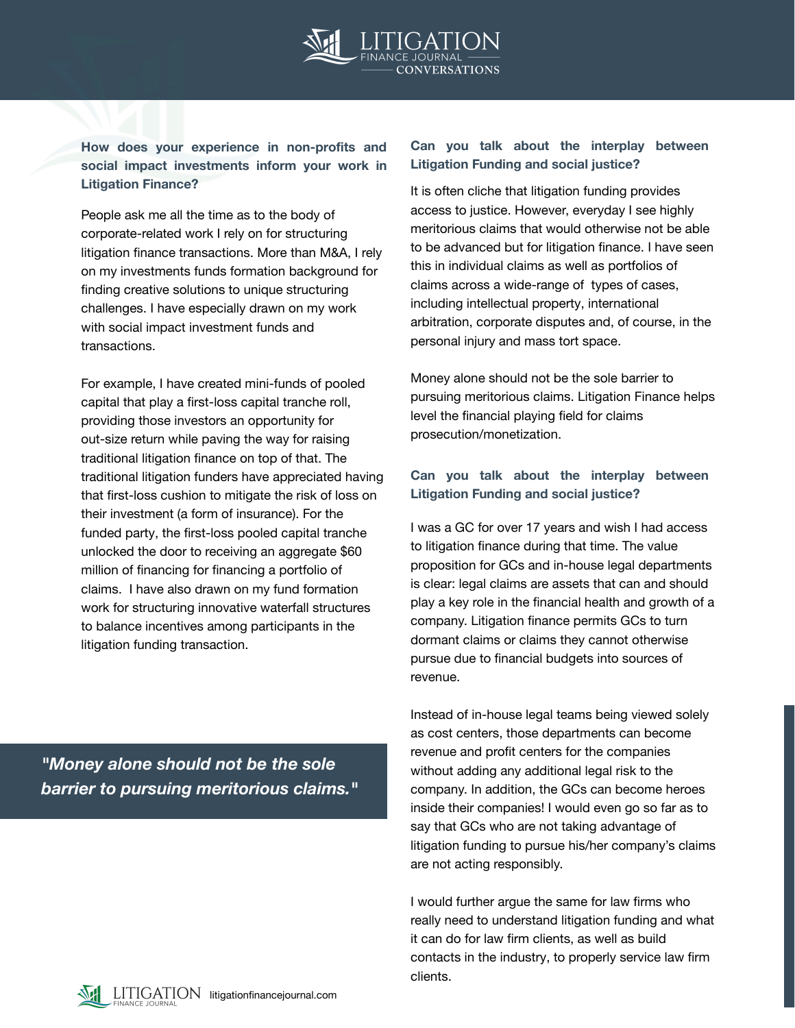**How does your experience in non-profits and social impact investments inform your work in Litigation Finance?**

People ask me all the time as to the body of corporate-related work I rely on for structuring litigation finance transactions. More than M&A, I rely on my investments funds formation background for finding creative solutions to unique structuring challenges. I have especially drawn on my work with social impact investment funds and transactions.

For example, I have created mini-funds of pooled capital that play a first-loss capital tranche roll, providing those investors an opportunity for out-size return while paving the way for raising traditional litigation finance on top of that. The traditional litigation funders have appreciated having that first-loss cushion to mitigate the risk of loss on their investment (a form of insurance). For the funded party, the first-loss pooled capital tranche unlocked the door to receiving an aggregate $60 million of financing for financing a portfolio of claims. I have also drawn on my fund formation work for structuring innovative waterfall structures to balance incentives among participants in the litigation funding transaction.

> ***"Money alone should not be the sole barrier to pursuing meritorious claims."***

**Can you talk about the interplay between Litigation Funding and social justice?**

It is often cliche that litigation funding provides access to justice. However, everyday I see highly meritorious claims that would otherwise not be able to be advanced but for litigation finance. I have seen this in individual claims as well as portfolios of claims across a wide-range of types of cases, including intellectual property, international arbitration, corporate disputes and, of course, in the personal injury and mass tort space.

Money alone should not be the sole barrier to pursuing meritorious claims. Litigation Finance helps level the financial playing field for claims prosecution/monetization.

**Can you talk about the interplay between Litigation Funding and social justice?**

I was a GC for over 17 years and wish I had access to litigation finance during that time. The value proposition for GCs and in-house legal departments is clear: legal claims are assets that can and should play a key role in the financial health and growth of a company. Litigation finance permits GCs to turn dormant claims or claims they cannot otherwise pursue due to financial budgets into sources of revenue.

Instead of in-house legal teams being viewed solely as cost centers, those departments can become revenue and profit centers for the companies without adding any additional legal risk to the company. In addition, the GCs can become heroes inside their companies! I would even go so far as to say that GCs who are not taking advantage of litigation funding to pursue his/her company's claims are not acting responsibly.

I would further argue the same for law firms who really need to understand litigation funding and what it can do for law firm clients, as well as build contacts in the industry, to properly service law firm clients.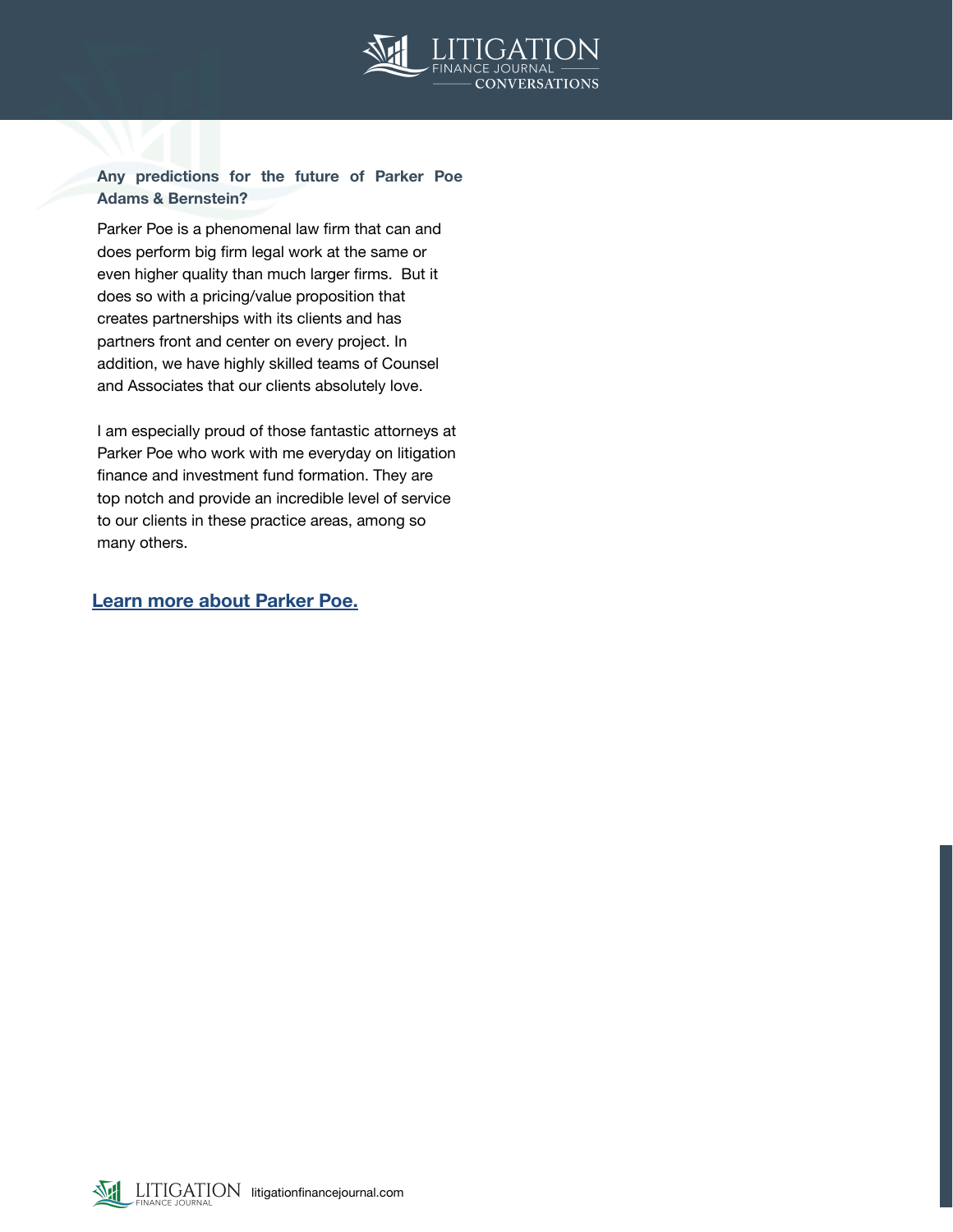**Any predictions for the future of Parker Poe Adams & Bernstein?**

Parker Poe is a phenomenal law firm that can and does perform big firm legal work at the same or even higher quality than much larger firms. But it does so with a pricing/value proposition that creates partnerships with its clients and has partners front and center on every project. In addition, we have highly skilled teams of Counsel and Associates that our clients absolutely love.

I am especially proud of those fantastic attorneys at Parker Poe who work with me everyday on litigation finance and investment fund formation. They are top notch and provide an incredible level of service to our clients in these practice areas, among so many others.

**Learn more about Parker Poe.**